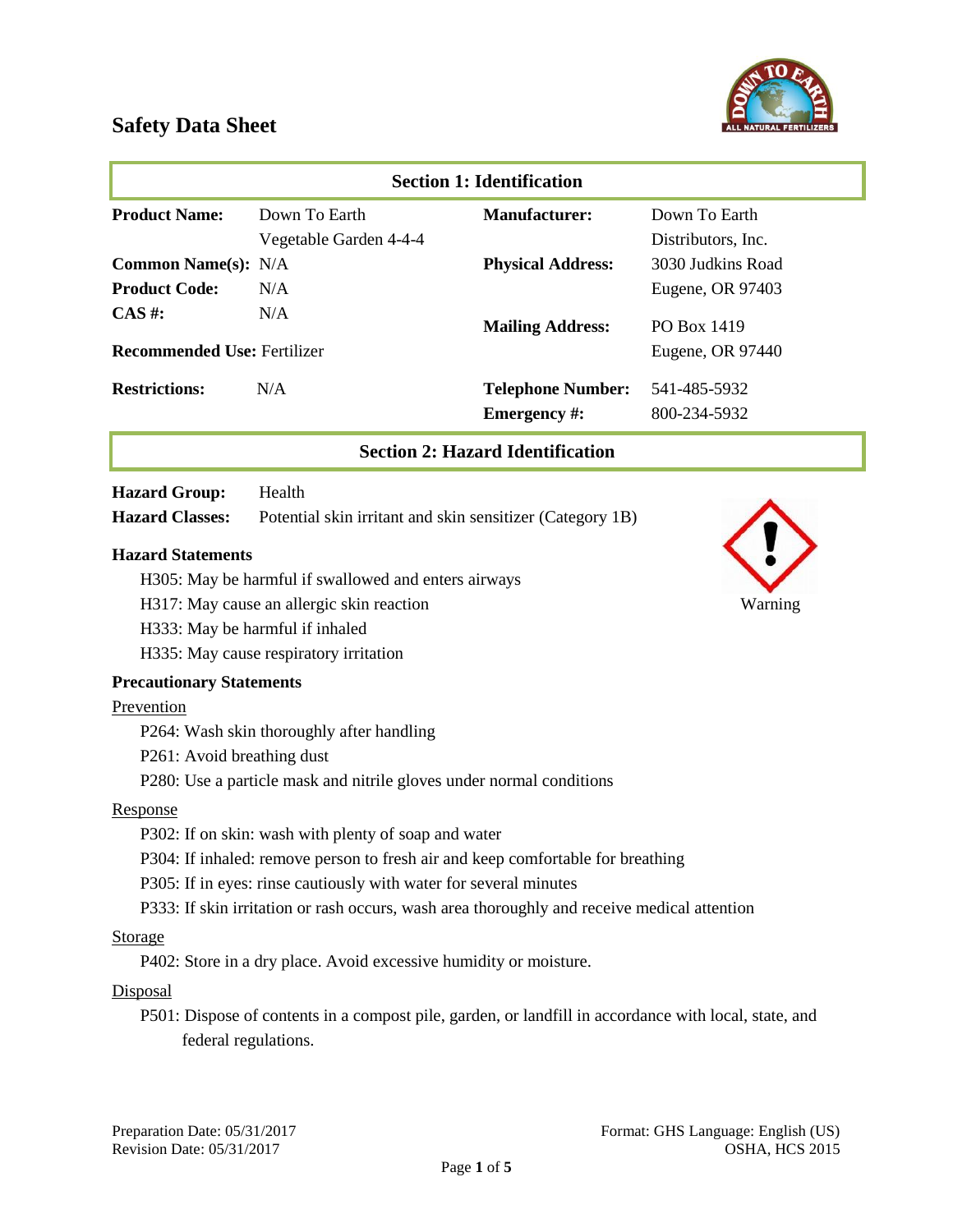# Safety Data Sheet

## Section 1: Identification

| | | | |
|---|---|---|---|
| **Product Name:** | Down To Earth Vegetable Garden 4-4-4 | **Manufacturer:** | Down To Earth Distributors, Inc. |
| **Common Name(s):** | N/A | **Physical Address:** | 3030 Judkins Road Eugene, OR 97403 |
| **Product Code:** | N/A | | |
| **CAS #:** | N/A | **Mailing Address:** | PO Box 1419 Eugene, OR 97440 |
| **Recommended Use:** | Fertilizer | | |
| **Restrictions:** | N/A | **Telephone Number:** | 541-485-5932 |
| | | **Emergency #:** | 800-234-5932 |

## Section 2: Hazard Identification

**Hazard Group:** Health

**Hazard Classes:** Potential skin irritant and skin sensitizer (Category 1B)

Warning

### Hazard Statements

- H305: May be harmful if swallowed and enters airways
- H317: May cause an allergic skin reaction
- H333: May be harmful if inhaled
- H335: May cause respiratory irritation

### Precautionary Statements

Prevention

- P264: Wash skin thoroughly after handling
- P261: Avoid breathing dust
- P280: Use a particle mask and nitrile gloves under normal conditions

Response

- P302: If on skin: wash with plenty of soap and water
- P304: If inhaled: remove person to fresh air and keep comfortable for breathing
- P305: If in eyes: rinse cautiously with water for several minutes
- P333: If skin irritation or rash occurs, wash area thoroughly and receive medical attention

Storage

- P402: Store in a dry place. Avoid excessive humidity or moisture.

Disposal

- P501: Dispose of contents in a compost pile, garden, or landfill in accordance with local, state, and federal regulations.

Preparation Date: 05/31/2017
Revision Date: 05/31/2017

Format: GHS Language: English (US)
OSHA, HCS 2015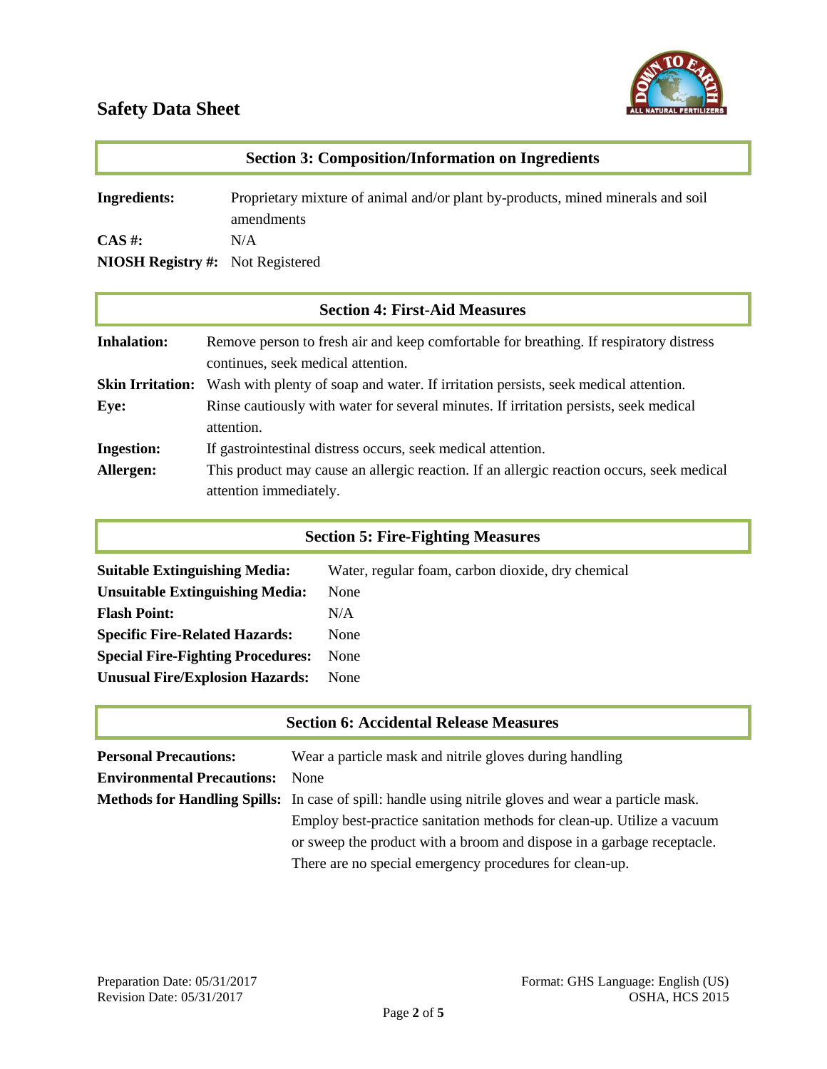## Section 3: Composition/Information on Ingredients

**Ingredients:** Proprietary mixture of animal and/or plant by-products, mined minerals and soil amendments

**CAS #:** N/A

**NIOSH Registry #:** Not Registered

## Section 4: First-Aid Measures

**Inhalation:** Remove person to fresh air and keep comfortable for breathing. If respiratory distress continues, seek medical attention.

**Skin Irritation:** Wash with plenty of soap and water. If irritation persists, seek medical attention.

**Eye:** Rinse cautiously with water for several minutes. If irritation persists, seek medical attention.

**Ingestion:** If gastrointestinal distress occurs, seek medical attention.

**Allergen:** This product may cause an allergic reaction. If an allergic reaction occurs, seek medical attention immediately.

## Section 5: Fire-Fighting Measures

**Suitable Extinguishing Media:** Water, regular foam, carbon dioxide, dry chemical

**Unsuitable Extinguishing Media:** None

**Flash Point:** N/A

**Specific Fire-Related Hazards:** None

**Special Fire-Fighting Procedures:** None

**Unusual Fire/Explosion Hazards:** None

## Section 6: Accidental Release Measures

**Personal Precautions:** Wear a particle mask and nitrile gloves during handling

**Environmental Precautions:** None

**Methods for Handling Spills:** In case of spill: handle using nitrile gloves and wear a particle mask. Employ best-practice sanitation methods for clean-up. Utilize a vacuum or sweep the product with a broom and dispose in a garbage receptacle. There are no special emergency procedures for clean-up.

Preparation Date: 05/31/2017
Revision Date: 05/31/2017

Format: GHS Language: English (US)
OSHA, HCS 2015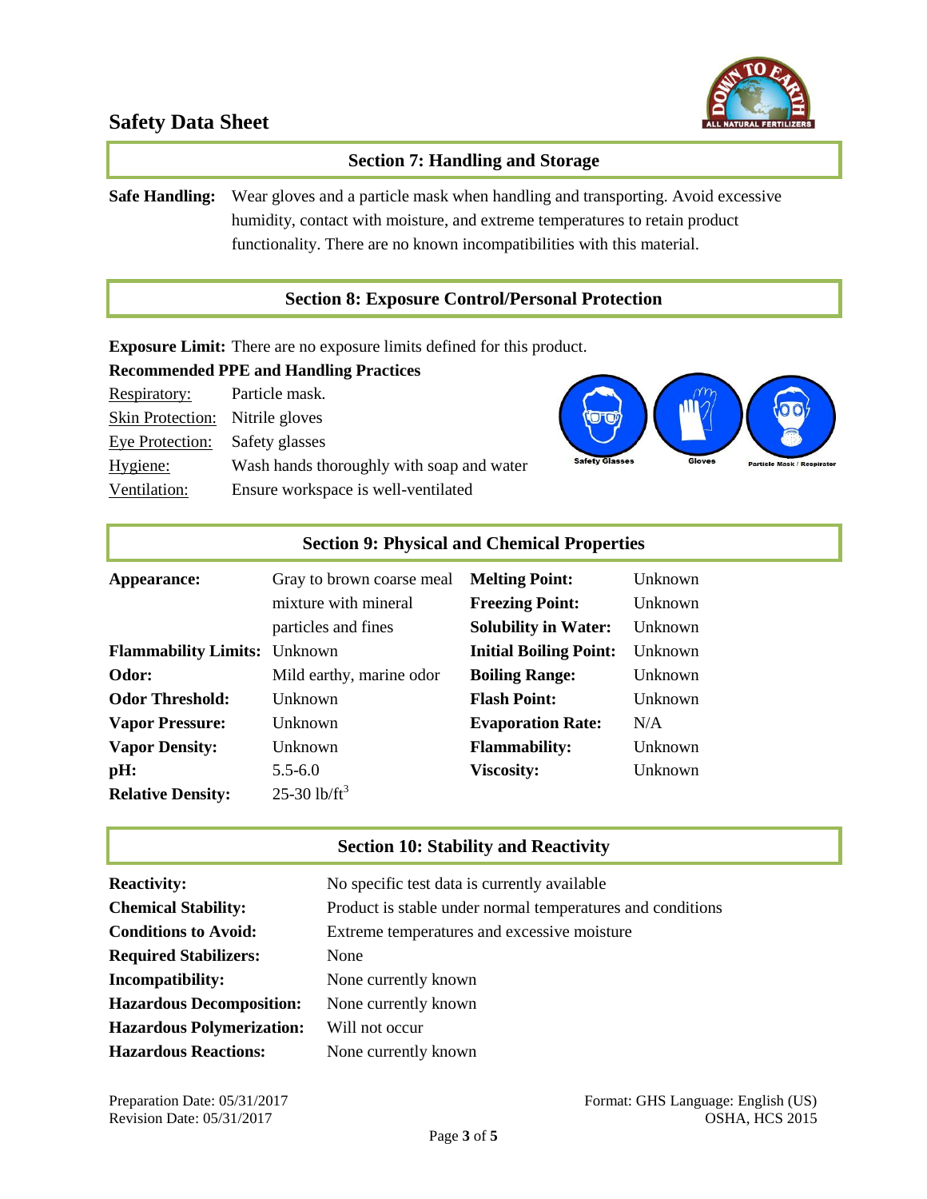# Safety Data Sheet

## Section 7: Handling and Storage

**Safe Handling:** Wear gloves and a particle mask when handling and transporting. Avoid excessive humidity, contact with moisture, and extreme temperatures to retain product functionality. There are no known incompatibilities with this material.

## Section 8: Exposure Control/Personal Protection

**Exposure Limit:** There are no exposure limits defined for this product.

**Recommended PPE and Handling Practices**

| | |
|---|---|
| Respiratory: | Particle mask. |
| Skin Protection: | Nitrile gloves |
| Eye Protection: | Safety glasses |
| Hygiene: | Wash hands thoroughly with soap and water |
| Ventilation: | Ensure workspace is well-ventilated |

Safety Glasses — Gloves — Particle Mask / Respirator

## Section 9: Physical and Chemical Properties

| | | | |
|---|---|---|---|
| **Appearance:** | Gray to brown coarse meal mixture with mineral particles and fines | **Melting Point:** | Unknown |
| | | **Freezing Point:** | Unknown |
| | | **Solubility in Water:** | Unknown |
| **Flammability Limits:** | Unknown | **Initial Boiling Point:** | Unknown |
| **Odor:** | Mild earthy, marine odor | **Boiling Range:** | Unknown |
| **Odor Threshold:** | Unknown | **Flash Point:** | Unknown |
| **Vapor Pressure:** | Unknown | **Evaporation Rate:** | N/A |
| **Vapor Density:** | Unknown | **Flammability:** | Unknown |
| **pH:** | 5.5-6.0 | **Viscosity:** | Unknown |
| **Relative Density:** | 25-30 $lb/ft^3$ | | |

## Section 10: Stability and Reactivity

| | |
|---|---|
| **Reactivity:** | No specific test data is currently available |
| **Chemical Stability:** | Product is stable under normal temperatures and conditions |
| **Conditions to Avoid:** | Extreme temperatures and excessive moisture |
| **Required Stabilizers:** | None |
| **Incompatibility:** | None currently known |
| **Hazardous Decomposition:** | None currently known |
| **Hazardous Polymerization:** | Will not occur |
| **Hazardous Reactions:** | None currently known |

Preparation Date: 05/31/2017
Revision Date: 05/31/2017

Format: GHS Language: English (US)
OSHA, HCS 2015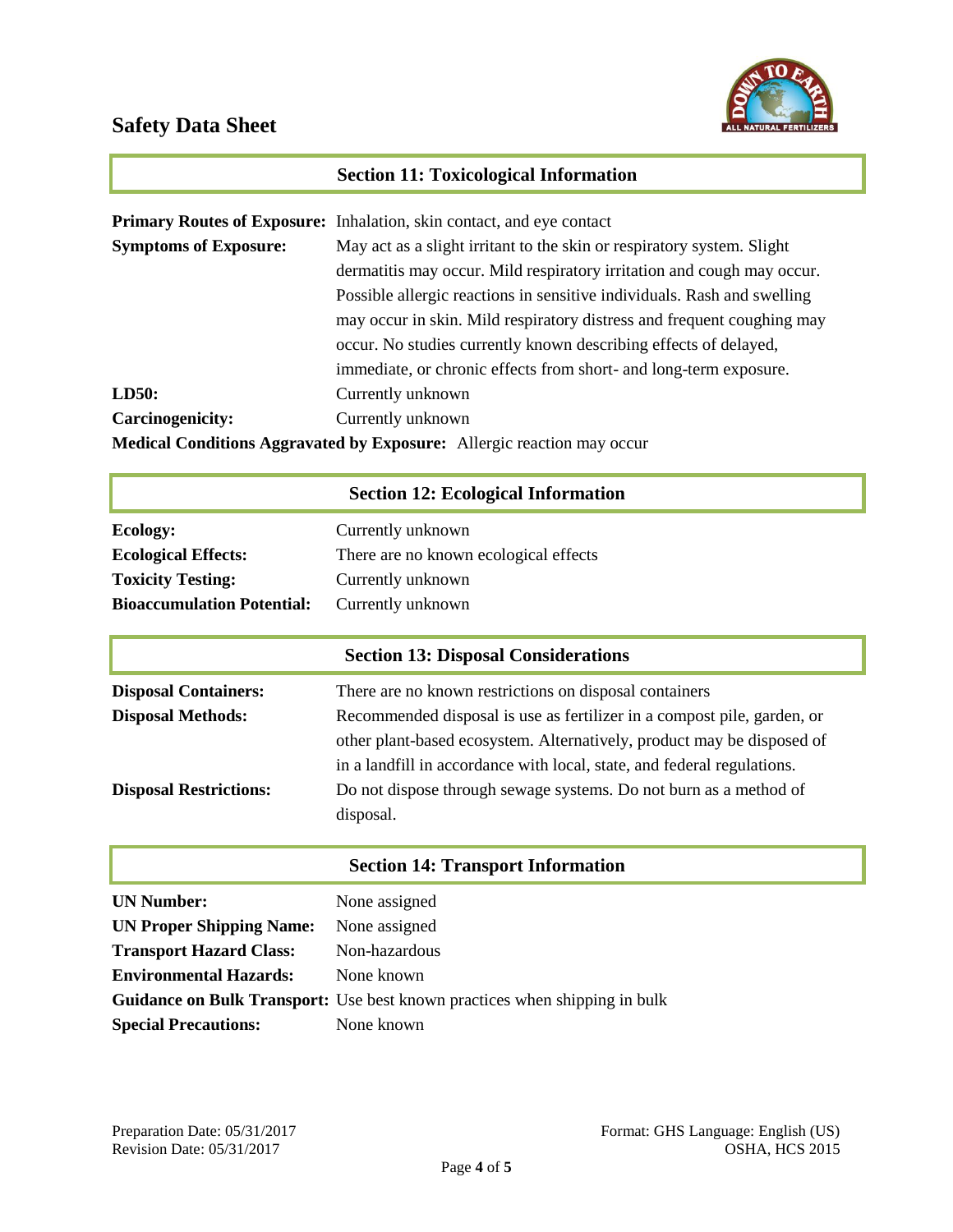## Section 11: Toxicological Information

**Primary Routes of Exposure:** Inhalation, skin contact, and eye contact

**Symptoms of Exposure:** May act as a slight irritant to the skin or respiratory system. Slight dermatitis may occur. Mild respiratory irritation and cough may occur. Possible allergic reactions in sensitive individuals. Rash and swelling may occur in skin. Mild respiratory distress and frequent coughing may occur. No studies currently known describing effects of delayed, immediate, or chronic effects from short- and long-term exposure.

**LD50:** Currently unknown

**Carcinogenicity:** Currently unknown

**Medical Conditions Aggravated by Exposure:** Allergic reaction may occur

## Section 12: Ecological Information

**Ecology:** Currently unknown

**Ecological Effects:** There are no known ecological effects

**Toxicity Testing:** Currently unknown

**Bioaccumulation Potential:** Currently unknown

## Section 13: Disposal Considerations

**Disposal Containers:** There are no known restrictions on disposal containers

**Disposal Methods:** Recommended disposal is use as fertilizer in a compost pile, garden, or other plant-based ecosystem. Alternatively, product may be disposed of in a landfill in accordance with local, state, and federal regulations.

**Disposal Restrictions:** Do not dispose through sewage systems. Do not burn as a method of disposal.

## Section 14: Transport Information

**UN Number:** None assigned

**UN Proper Shipping Name:** None assigned

**Transport Hazard Class:** Non-hazardous

**Environmental Hazards:** None known

**Guidance on Bulk Transport:** Use best known practices when shipping in bulk

**Special Precautions:** None known

Preparation Date: 05/31/2017
Revision Date: 05/31/2017

Format: GHS Language: English (US)
OSHA, HCS 2015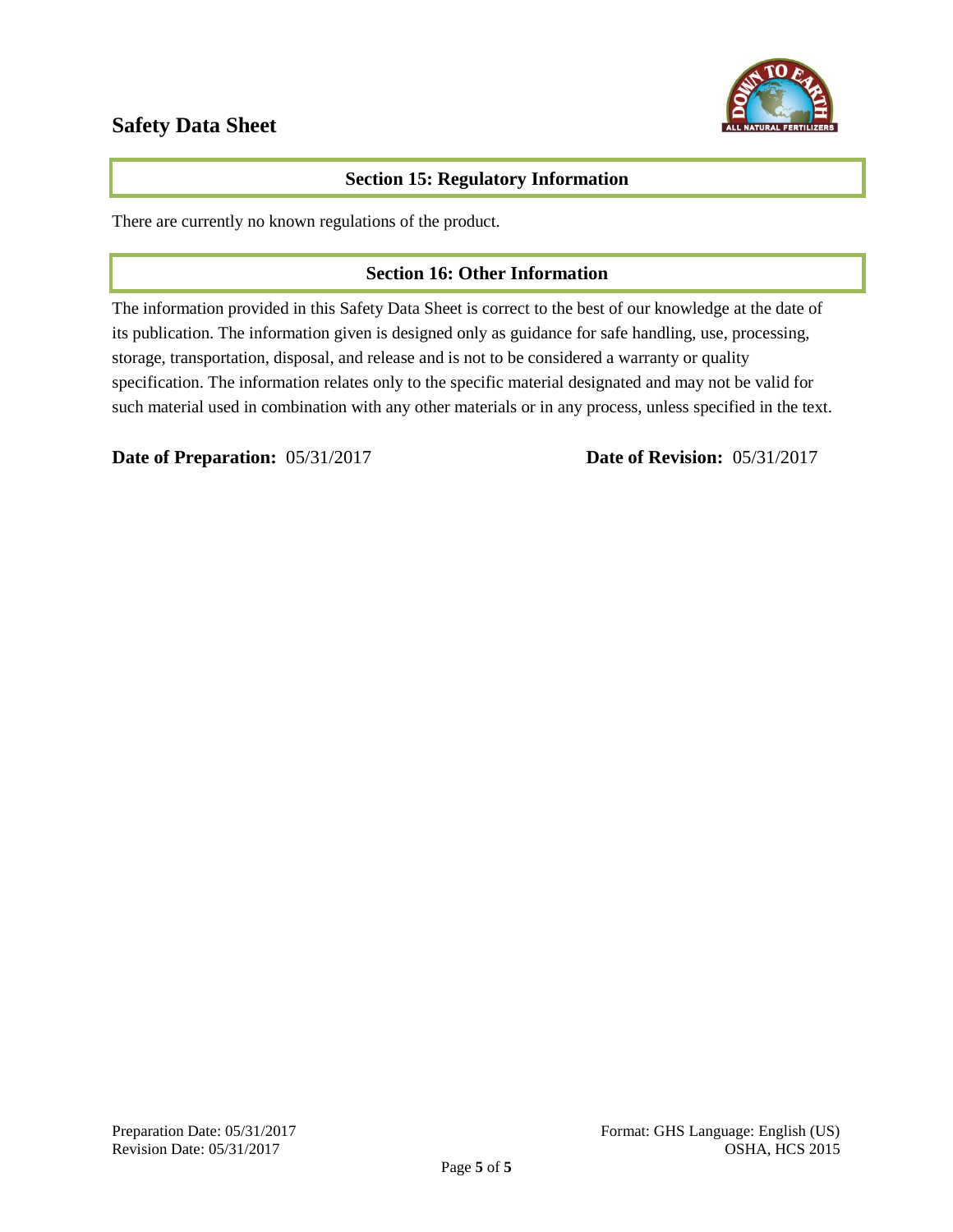## Section 15: Regulatory Information

There are currently no known regulations of the product.

## Section 16: Other Information

The information provided in this Safety Data Sheet is correct to the best of our knowledge at the date of its publication. The information given is designed only as guidance for safe handling, use, processing, storage, transportation, disposal, and release and is not to be considered a warranty or quality specification. The information relates only to the specific material designated and may not be valid for such material used in combination with any other materials or in any process, unless specified in the text.

**Date of Preparation:** 05/31/2017 **Date of Revision:** 05/31/2017